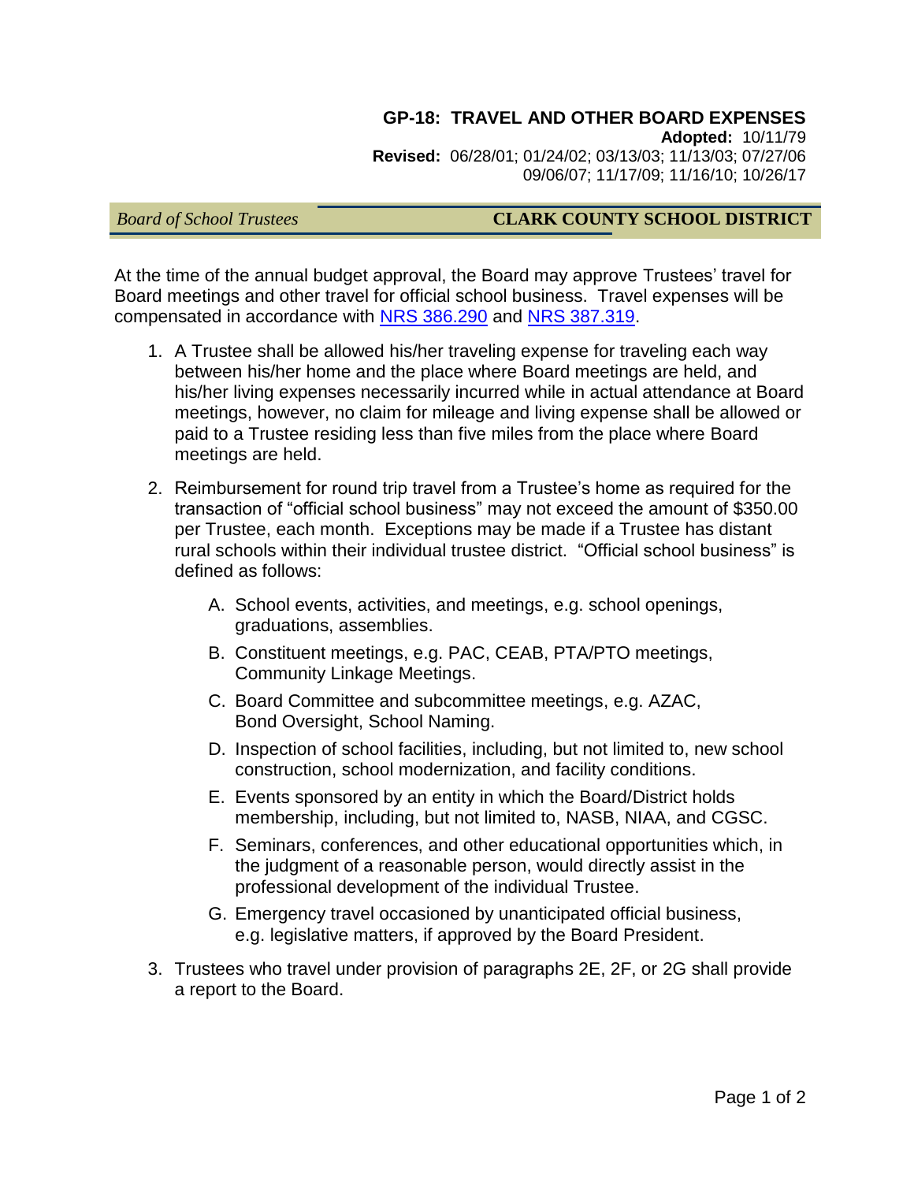# GP-18: TRAVEL AND OTHER BOARD EXPENSES

**Adopted:** 10/11/79
**Revised:** 06/28/01; 01/24/02; 03/13/03; 11/13/03; 07/27/06 09/06/07; 11/17/09; 11/16/10; 10/26/17

*Board of School Trustees* **CLARK COUNTY SCHOOL DISTRICT**

At the time of the annual budget approval, the Board may approve Trustees' travel for Board meetings and other travel for official school business. Travel expenses will be compensated in accordance with NRS 386.290 and NRS 387.319.

1. A Trustee shall be allowed his/her traveling expense for traveling each way between his/her home and the place where Board meetings are held, and his/her living expenses necessarily incurred while in actual attendance at Board meetings, however, no claim for mileage and living expense shall be allowed or paid to a Trustee residing less than five miles from the place where Board meetings are held.

2. Reimbursement for round trip travel from a Trustee's home as required for the transaction of "official school business" may not exceed the amount of $350.00 per Trustee, each month. Exceptions may be made if a Trustee has distant rural schools within their individual trustee district. "Official school business" is defined as follows:

   A. School events, activities, and meetings, e.g. school openings, graduations, assemblies.

   B. Constituent meetings, e.g. PAC, CEAB, PTA/PTO meetings, Community Linkage Meetings.

   C. Board Committee and subcommittee meetings, e.g. AZAC, Bond Oversight, School Naming.

   D. Inspection of school facilities, including, but not limited to, new school construction, school modernization, and facility conditions.

   E. Events sponsored by an entity in which the Board/District holds membership, including, but not limited to, NASB, NIAA, and CGSC.

   F. Seminars, conferences, and other educational opportunities which, in the judgment of a reasonable person, would directly assist in the professional development of the individual Trustee.

   G. Emergency travel occasioned by unanticipated official business, e.g. legislative matters, if approved by the Board President.

3. Trustees who travel under provision of paragraphs 2E, 2F, or 2G shall provide a report to the Board.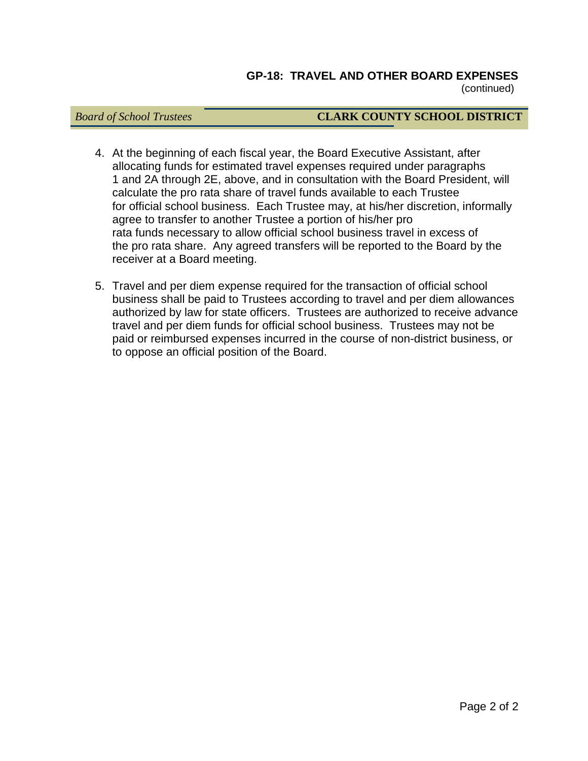4. At the beginning of each fiscal year, the Board Executive Assistant, after allocating funds for estimated travel expenses required under paragraphs 1 and 2A through 2E, above, and in consultation with the Board President, will calculate the pro rata share of travel funds available to each Trustee for official school business. Each Trustee may, at his/her discretion, informally agree to transfer to another Trustee a portion of his/her pro rata funds necessary to allow official school business travel in excess of the pro rata share. Any agreed transfers will be reported to the Board by the receiver at a Board meeting.

5. Travel and per diem expense required for the transaction of official school business shall be paid to Trustees according to travel and per diem allowances authorized by law for state officers. Trustees are authorized to receive advance travel and per diem funds for official school business. Trustees may not be paid or reimbursed expenses incurred in the course of non-district business, or to oppose an official position of the Board.